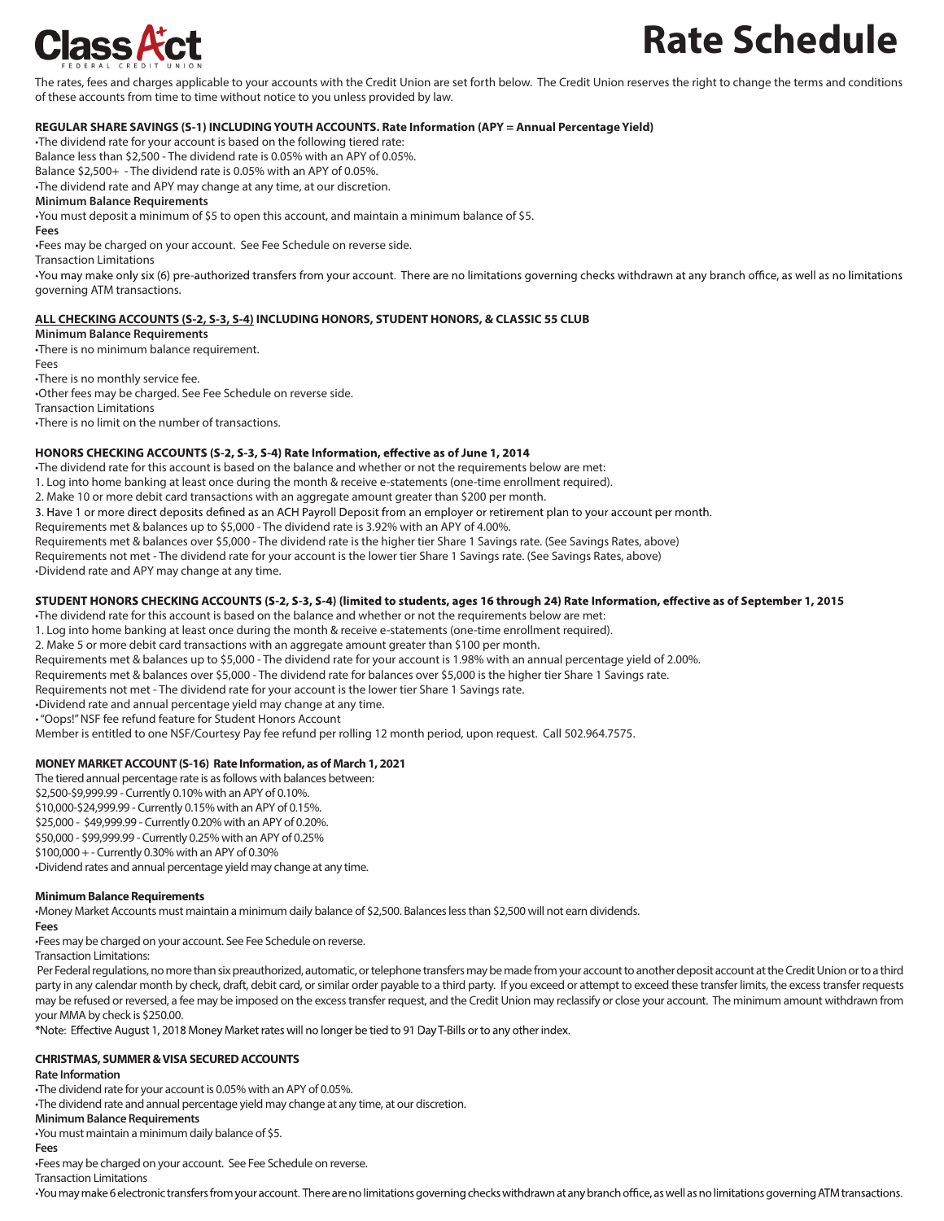# Class Act FEDERAL CREDIT UNION

# Rate Schedule

The rates, fees and charges applicable to your accounts with the Credit Union are set forth below. The Credit Union reserves the right to change the terms and conditions of these accounts from time to time without notice to you unless provided by law.

**REGULAR SHARE SAVINGS (S-1) INCLUDING YOUTH ACCOUNTS. Rate Information (APY = Annual Percentage Yield)**

•The dividend rate for your account is based on the following tiered rate:
Balance less than $2,500 - The dividend rate is 0.05% with an APY of 0.05%.
Balance $2,500+ - The dividend rate is 0.05% with an APY of 0.05%.
•The dividend rate and APY may change at any time, at our discretion.

**Minimum Balance Requirements**

•You must deposit a minimum of $5 to open this account, and maintain a minimum balance of $5.

**Fees**

•Fees may be charged on your account. See Fee Schedule on reverse side.

Transaction Limitations

•You may make only six (6) pre-authorized transfers from your account. There are no limitations governing checks withdrawn at any branch office, as well as no limitations governing ATM transactions.

**ALL CHECKING ACCOUNTS (S-2, S-3, S-4) INCLUDING HONORS, STUDENT HONORS, & CLASSIC 55 CLUB**

**Minimum Balance Requirements**

•There is no minimum balance requirement.

Fees

•There is no monthly service fee.
•Other fees may be charged. See Fee Schedule on reverse side.

Transaction Limitations

•There is no limit on the number of transactions.

**HONORS CHECKING ACCOUNTS (S-2, S-3, S-4) Rate Information, effective as of June 1, 2014**

•The dividend rate for this account is based on the balance and whether or not the requirements below are met:
1. Log into home banking at least once during the month & receive e-statements (one-time enrollment required).
2. Make 10 or more debit card transactions with an aggregate amount greater than $200 per month.
3. Have 1 or more direct deposits defined as an ACH Payroll Deposit from an employer or retirement plan to your account per month.

Requirements met & balances up to $5,000 - The dividend rate is 3.92% with an APY of 4.00%.
Requirements met & balances over $5,000 - The dividend rate is the higher tier Share 1 Savings rate. (See Savings Rates, above)
Requirements not met - The dividend rate for your account is the lower tier Share 1 Savings rate. (See Savings Rates, above)
•Dividend rate and APY may change at any time.

**STUDENT HONORS CHECKING ACCOUNTS (S-2, S-3, S-4) (limited to students, ages 16 through 24) Rate Information, effective as of September 1, 2015**

•The dividend rate for this account is based on the balance and whether or not the requirements below are met:
1. Log into home banking at least once during the month & receive e-statements (one-time enrollment required).
2. Make 5 or more debit card transactions with an aggregate amount greater than $100 per month.

Requirements met & balances up to $5,000 - The dividend rate for your account is 1.98% with an annual percentage yield of 2.00%.
Requirements met & balances over $5,000 - The dividend rate for balances over $5,000 is the higher tier Share 1 Savings rate.
Requirements not met - The dividend rate for your account is the lower tier Share 1 Savings rate.
•Dividend rate and annual percentage yield may change at any time.
• "Oops!" NSF fee refund feature for Student Honors Account
Member is entitled to one NSF/Courtesy Pay fee refund per rolling 12 month period, upon request. Call 502.964.7575.

**MONEY MARKET ACCOUNT (S-16) Rate Information, as of March 1, 2021**

The tiered annual percentage rate is as follows with balances between:
$2,500-$9,999.99 - Currently 0.10% with an APY of 0.10%.
$10,000-$24,999.99 - Currently 0.15% with an APY of 0.15%.
$25,000 - $49,999.99 - Currently 0.20% with an APY of 0.20%.
$50,000 - $99,999.99 - Currently 0.25% with an APY of 0.25%
$100,000 + - Currently 0.30% with an APY of 0.30%
•Dividend rates and annual percentage yield may change at any time.

**Minimum Balance Requirements**

•Money Market Accounts must maintain a minimum daily balance of $2,500. Balances less than $2,500 will not earn dividends.

**Fees**

•Fees may be charged on your account. See Fee Schedule on reverse.

Transaction Limitations:

Per Federal regulations, no more than six preauthorized, automatic, or telephone transfers may be made from your account to another deposit account at the Credit Union or to a third party in any calendar month by check, draft, debit card, or similar order payable to a third party. If you exceed or attempt to exceed these transfer limits, the excess transfer requests may be refused or reversed, a fee may be imposed on the excess transfer request, and the Credit Union may reclassify or close your account. The minimum amount withdrawn from your MMA by check is $250.00.

*Note: Effective August 1, 2018 Money Market rates will no longer be tied to 91 Day T-Bills or to any other index.

**CHRISTMAS, SUMMER & VISA SECURED ACCOUNTS**

**Rate Information**

•The dividend rate for your account is 0.05% with an APY of 0.05%.
•The dividend rate and annual percentage yield may change at any time, at our discretion.

**Minimum Balance Requirements**

•You must maintain a minimum daily balance of $5.

**Fees**

•Fees may be charged on your account. See Fee Schedule on reverse.

Transaction Limitations

•You may make 6 electronic transfers from your account. There are no limitations governing checks withdrawn at any branch office, as well as no limitations governing ATM transactions.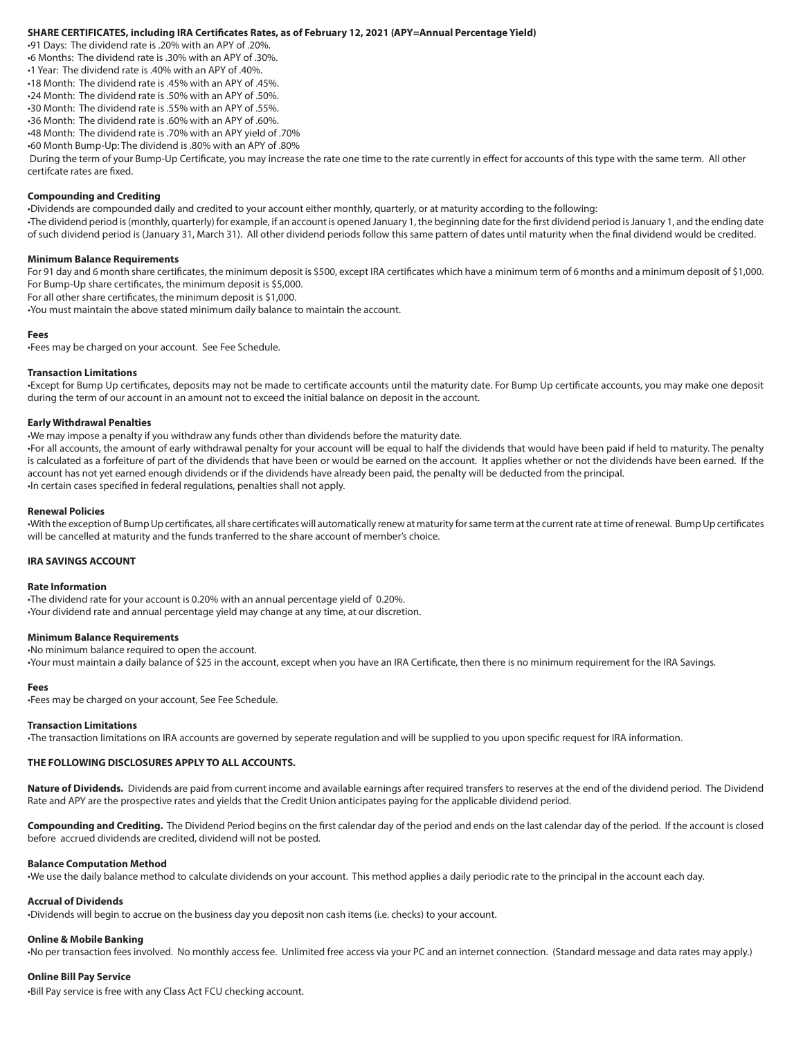**SHARE CERTIFICATES, including IRA Certificates Rates, as of February 12, 2021 (APY=Annual Percentage Yield)**

•91 Days: The dividend rate is .20% with an APY of .20%.
•6 Months: The dividend rate is .30% with an APY of .30%.
•1 Year: The dividend rate is .40% with an APY of .40%.
•18 Month: The dividend rate is .45% with an APY of .45%.
•24 Month: The dividend rate is .50% with an APY of .50%.
•30 Month: The dividend rate is .55% with an APY of .55%.
•36 Month: The dividend rate is .60% with an APY of .60%.
•48 Month: The dividend rate is .70% with an APY yield of .70%
•60 Month Bump-Up: The dividend is .80% with an APY of .80%

During the term of your Bump-Up Certificate, you may increase the rate one time to the rate currently in effect for accounts of this type with the same term. All other certifcate rates are fixed.

**Compounding and Crediting**

•Dividends are compounded daily and credited to your account either monthly, quarterly, or at maturity according to the following:
•The dividend period is (monthly, quarterly) for example, if an account is opened January 1, the beginning date for the first dividend period is January 1, and the ending date of such dividend period is (January 31, March 31). All other dividend periods follow this same pattern of dates until maturity when the final dividend would be credited.

**Minimum Balance Requirements**

For 91 day and 6 month share certificates, the minimum deposit is $500, except IRA certificates which have a minimum term of 6 months and a minimum deposit of $1,000.
For Bump-Up share certificates, the minimum deposit is $5,000.
For all other share certificates, the minimum deposit is $1,000.
•You must maintain the above stated minimum daily balance to maintain the account.

**Fees**

•Fees may be charged on your account. See Fee Schedule.

**Transaction Limitations**

•Except for Bump Up certificates, deposits may not be made to certificate accounts until the maturity date. For Bump Up certificate accounts, you may make one deposit during the term of our account in an amount not to exceed the initial balance on deposit in the account.

**Early Withdrawal Penalties**

•We may impose a penalty if you withdraw any funds other than dividends before the maturity date.
•For all accounts, the amount of early withdrawal penalty for your account will be equal to half the dividends that would have been paid if held to maturity. The penalty is calculated as a forfeiture of part of the dividends that have been or would be earned on the account. It applies whether or not the dividends have been earned. If the account has not yet earned enough dividends or if the dividends have already been paid, the penalty will be deducted from the principal.
•In certain cases specified in federal regulations, penalties shall not apply.

**Renewal Policies**

•With the exception of Bump Up certificates, all share certificates will automatically renew at maturity for same term at the current rate at time of renewal. Bump Up certificates will be cancelled at maturity and the funds tranferred to the share account of member's choice.

**IRA SAVINGS ACCOUNT**

**Rate Information**

•The dividend rate for your account is 0.20% with an annual percentage yield of 0.20%.
•Your dividend rate and annual percentage yield may change at any time, at our discretion.

**Minimum Balance Requirements**

•No minimum balance required to open the account.
•Your must maintain a daily balance of $25 in the account, except when you have an IRA Certificate, then there is no minimum requirement for the IRA Savings.

**Fees**

•Fees may be charged on your account, See Fee Schedule.

**Transaction Limitations**

•The transaction limitations on IRA accounts are governed by seperate regulation and will be supplied to you upon specific request for IRA information.

**THE FOLLOWING DISCLOSURES APPLY TO ALL ACCOUNTS.**

**Nature of Dividends.** Dividends are paid from current income and available earnings after required transfers to reserves at the end of the dividend period. The Dividend Rate and APY are the prospective rates and yields that the Credit Union anticipates paying for the applicable dividend period.

**Compounding and Crediting.** The Dividend Period begins on the first calendar day of the period and ends on the last calendar day of the period. If the account is closed before accrued dividends are credited, dividend will not be posted.

**Balance Computation Method**

•We use the daily balance method to calculate dividends on your account. This method applies a daily periodic rate to the principal in the account each day.

**Accrual of Dividends**

•Dividends will begin to accrue on the business day you deposit non cash items (i.e. checks) to your account.

**Online & Mobile Banking**

•No per transaction fees involved. No monthly access fee. Unlimited free access via your PC and an internet connection. (Standard message and data rates may apply.)

**Online Bill Pay Service**

•Bill Pay service is free with any Class Act FCU checking account.